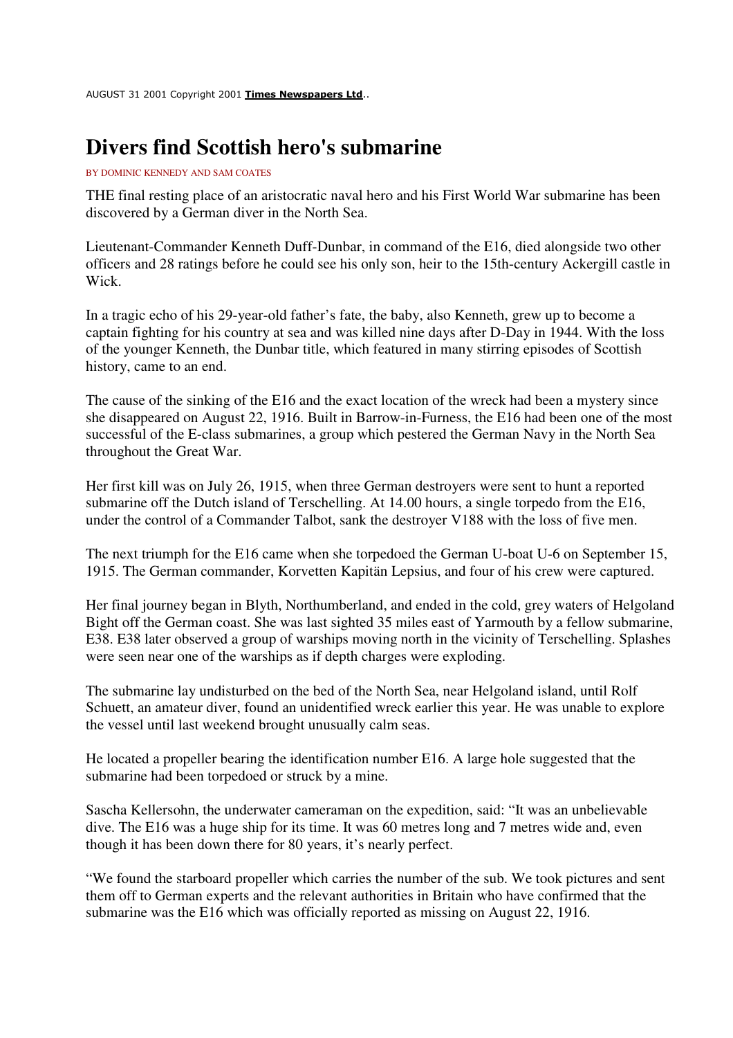AUGUST 31 2001 Copyright 2001 **Times Newspapers Ltd**..

# Divers find Scottish hero's submarine

BY DOMINIC KENNEDY AND SAM COATES

THE final resting place of an aristocratic naval hero and his First World War submarine has been discovered by a German diver in the North Sea.

Lieutenant-Commander Kenneth Duff-Dunbar, in command of the E16, died alongside two other officers and 28 ratings before he could see his only son, heir to the 15th-century Ackergill castle in Wick.

In a tragic echo of his 29-year-old father's fate, the baby, also Kenneth, grew up to become a captain fighting for his country at sea and was killed nine days after D-Day in 1944. With the loss of the younger Kenneth, the Dunbar title, which featured in many stirring episodes of Scottish history, came to an end.

The cause of the sinking of the E16 and the exact location of the wreck had been a mystery since she disappeared on August 22, 1916. Built in Barrow-in-Furness, the E16 had been one of the most successful of the E-class submarines, a group which pestered the German Navy in the North Sea throughout the Great War.

Her first kill was on July 26, 1915, when three German destroyers were sent to hunt a reported submarine off the Dutch island of Terschelling. At 14.00 hours, a single torpedo from the E16, under the control of a Commander Talbot, sank the destroyer V188 with the loss of five men.

The next triumph for the E16 came when she torpedoed the German U-boat U-6 on September 15, 1915. The German commander, Korvetten Kapitän Lepsius, and four of his crew were captured.

Her final journey began in Blyth, Northumberland, and ended in the cold, grey waters of Helgoland Bight off the German coast. She was last sighted 35 miles east of Yarmouth by a fellow submarine, E38. E38 later observed a group of warships moving north in the vicinity of Terschelling. Splashes were seen near one of the warships as if depth charges were exploding.

The submarine lay undisturbed on the bed of the North Sea, near Helgoland island, until Rolf Schuett, an amateur diver, found an unidentified wreck earlier this year. He was unable to explore the vessel until last weekend brought unusually calm seas.

He located a propeller bearing the identification number E16. A large hole suggested that the submarine had been torpedoed or struck by a mine.

Sascha Kellersohn, the underwater cameraman on the expedition, said: "It was an unbelievable dive. The E16 was a huge ship for its time. It was 60 metres long and 7 metres wide and, even though it has been down there for 80 years, it's nearly perfect.

"We found the starboard propeller which carries the number of the sub. We took pictures and sent them off to German experts and the relevant authorities in Britain who have confirmed that the submarine was the E16 which was officially reported as missing on August 22, 1916.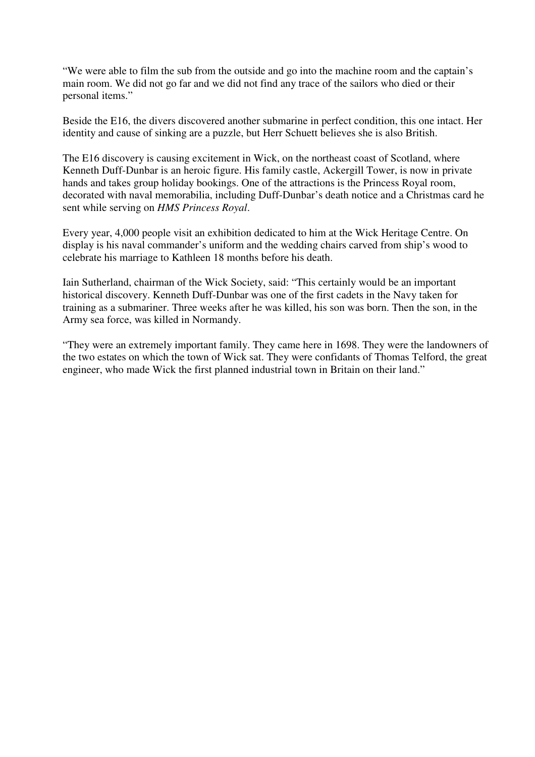"We were able to film the sub from the outside and go into the machine room and the captain's main room. We did not go far and we did not find any trace of the sailors who died or their personal items."

Beside the E16, the divers discovered another submarine in perfect condition, this one intact. Her identity and cause of sinking are a puzzle, but Herr Schuett believes she is also British.

The E16 discovery is causing excitement in Wick, on the northeast coast of Scotland, where Kenneth Duff-Dunbar is an heroic figure. His family castle, Ackergill Tower, is now in private hands and takes group holiday bookings. One of the attractions is the Princess Royal room, decorated with naval memorabilia, including Duff-Dunbar's death notice and a Christmas card he sent while serving on *HMS Princess Royal*.

Every year, 4,000 people visit an exhibition dedicated to him at the Wick Heritage Centre. On display is his naval commander's uniform and the wedding chairs carved from ship's wood to celebrate his marriage to Kathleen 18 months before his death.

Iain Sutherland, chairman of the Wick Society, said: "This certainly would be an important historical discovery. Kenneth Duff-Dunbar was one of the first cadets in the Navy taken for training as a submariner. Three weeks after he was killed, his son was born. Then the son, in the Army sea force, was killed in Normandy.

"They were an extremely important family. They came here in 1698. They were the landowners of the two estates on which the town of Wick sat. They were confidants of Thomas Telford, the great engineer, who made Wick the first planned industrial town in Britain on their land."